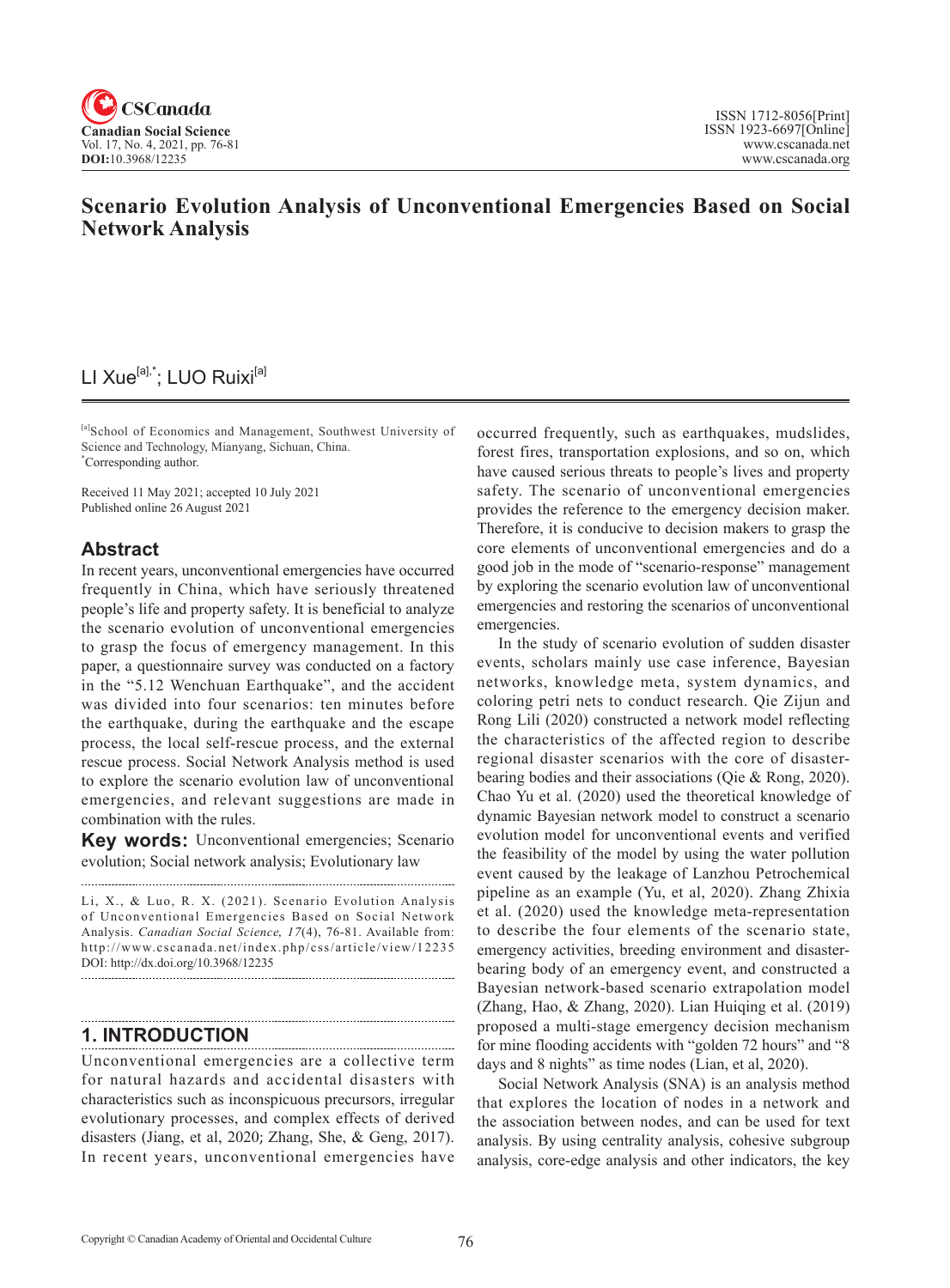# Scenario Evolution Analysis of Unconventional Emergencies Based on Social Network Analysis

LI Xue[a],*; LUO Ruixi[a]

[a]School of Economics and Management, Southwest University of Science and Technology, Mianyang, Sichuan, China.
*Corresponding author.

Received 11 May 2021; accepted 10 July 2021
Published online 26 August 2021

## Abstract

In recent years, unconventional emergencies have occurred frequently in China, which have seriously threatened people's life and property safety. It is beneficial to analyze the scenario evolution of unconventional emergencies to grasp the focus of emergency management. In this paper, a questionnaire survey was conducted on a factory in the "5.12 Wenchuan Earthquake", and the accident was divided into four scenarios: ten minutes before the earthquake, during the earthquake and the escape process, the local self-rescue process, and the external rescue process. Social Network Analysis method is used to explore the scenario evolution law of unconventional emergencies, and relevant suggestions are made in combination with the rules.

**Key words:** Unconventional emergencies; Scenario evolution; Social network analysis; Evolutionary law

Li, X., & Luo, R. X. (2021). Scenario Evolution Analysis of Unconventional Emergencies Based on Social Network Analysis. *Canadian Social Science, 17*(4), 76-81. Available from: http://www.cscanada.net/index.php/css/article/view/12235
DOI: http://dx.doi.org/10.3968/12235

## 1. INTRODUCTION

Unconventional emergencies are a collective term for natural hazards and accidental disasters with characteristics such as inconspicuous precursors, irregular evolutionary processes, and complex effects of derived disasters (Jiang, et al, 2020; Zhang, She, & Geng, 2017). In recent years, unconventional emergencies have occurred frequently, such as earthquakes, mudslides, forest fires, transportation explosions, and so on, which have caused serious threats to people's lives and property safety. The scenario of unconventional emergencies provides the reference to the emergency decision maker. Therefore, it is conducive to decision makers to grasp the core elements of unconventional emergencies and do a good job in the mode of "scenario-response" management by exploring the scenario evolution law of unconventional emergencies and restoring the scenarios of unconventional emergencies.

In the study of scenario evolution of sudden disaster events, scholars mainly use case inference, Bayesian networks, knowledge meta, system dynamics, and coloring petri nets to conduct research. Qie Zijun and Rong Lili (2020) constructed a network model reflecting the characteristics of the affected region to describe regional disaster scenarios with the core of disaster-bearing bodies and their associations (Qie & Rong, 2020). Chao Yu et al. (2020) used the theoretical knowledge of dynamic Bayesian network model to construct a scenario evolution model for unconventional events and verified the feasibility of the model by using the water pollution event caused by the leakage of Lanzhou Petrochemical pipeline as an example (Yu, et al, 2020). Zhang Zhixia et al. (2020) used the knowledge meta-representation to describe the four elements of the scenario state, emergency activities, breeding environment and disaster-bearing body of an emergency event, and constructed a Bayesian network-based scenario extrapolation model (Zhang, Hao, & Zhang, 2020). Lian Huiqing et al. (2019) proposed a multi-stage emergency decision mechanism for mine flooding accidents with "golden 72 hours" and "8 days and 8 nights" as time nodes (Lian, et al, 2020).

Social Network Analysis (SNA) is an analysis method that explores the location of nodes in a network and the association between nodes, and can be used for text analysis. By using centrality analysis, cohesive subgroup analysis, core-edge analysis and other indicators, the key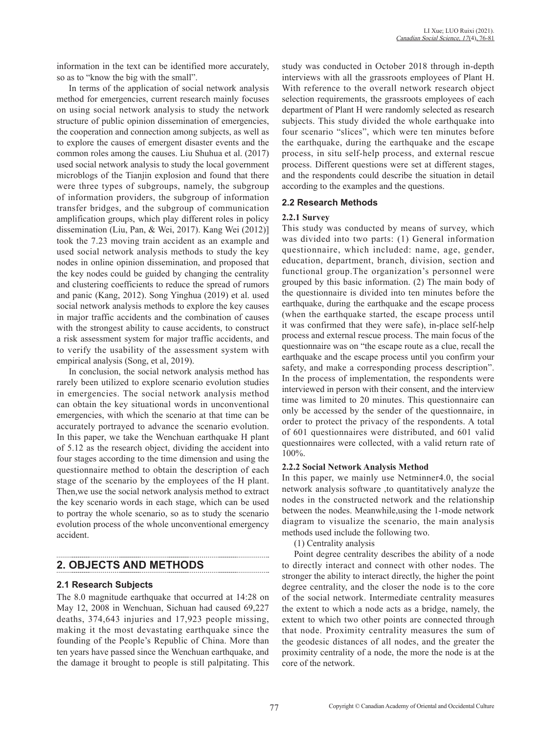information in the text can be identified more accurately, so as to "know the big with the small".

In terms of the application of social network analysis method for emergencies, current research mainly focuses on using social network analysis to study the network structure of public opinion dissemination of emergencies, the cooperation and connection among subjects, as well as to explore the causes of emergent disaster events and the common roles among the causes. Liu Shuhua et al. (2017) used social network analysis to study the local government microblogs of the Tianjin explosion and found that there were three types of subgroups, namely, the subgroup of information providers, the subgroup of information transfer bridges, and the subgroup of communication amplification groups, which play different roles in policy dissemination (Liu, Pan, & Wei, 2017). Kang Wei (2012)] took the 7.23 moving train accident as an example and used social network analysis methods to study the key nodes in online opinion dissemination, and proposed that the key nodes could be guided by changing the centrality and clustering coefficients to reduce the spread of rumors and panic (Kang, 2012). Song Yinghua (2019) et al. used social network analysis methods to explore the key causes in major traffic accidents and the combination of causes with the strongest ability to cause accidents, to construct a risk assessment system for major traffic accidents, and to verify the usability of the assessment system with empirical analysis (Song, et al, 2019).

In conclusion, the social network analysis method has rarely been utilized to explore scenario evolution studies in emergencies. The social network analysis method can obtain the key situational words in unconventional emergencies, with which the scenario at that time can be accurately portrayed to advance the scenario evolution. In this paper, we take the Wenchuan earthquake H plant of 5.12 as the research object, dividing the accident into four stages according to the time dimension and using the questionnaire method to obtain the description of each stage of the scenario by the employees of the H plant. Then,we use the social network analysis method to extract the key scenario words in each stage, which can be used to portray the whole scenario, so as to study the scenario evolution process of the whole unconventional emergency accident.

## 2. OBJECTS AND METHODS

### 2.1 Research Subjects

The 8.0 magnitude earthquake that occurred at 14:28 on May 12, 2008 in Wenchuan, Sichuan had caused 69,227 deaths, 374,643 injuries and 17,923 people missing, making it the most devastating earthquake since the founding of the People's Republic of China. More than ten years have passed since the Wenchuan earthquake, and the damage it brought to people is still palpitating. This study was conducted in October 2018 through in-depth interviews with all the grassroots employees of Plant H. With reference to the overall network research object selection requirements, the grassroots employees of each department of Plant H were randomly selected as research subjects. This study divided the whole earthquake into four scenario "slices", which were ten minutes before the earthquake, during the earthquake and the escape process, in situ self-help process, and external rescue process. Different questions were set at different stages, and the respondents could describe the situation in detail according to the examples and the questions.

### 2.2 Research Methods

#### 2.2.1 Survey

This study was conducted by means of survey, which was divided into two parts: (1) General information questionnaire, which included: name, age, gender, education, department, branch, division, section and functional group.The organization's personnel were grouped by this basic information. (2) The main body of the questionnaire is divided into ten minutes before the earthquake, during the earthquake and the escape process (when the earthquake started, the escape process until it was confirmed that they were safe), in-place self-help process and external rescue process. The main focus of the questionnaire was on "the escape route as a clue, recall the earthquake and the escape process until you confirm your safety, and make a corresponding process description". In the process of implementation, the respondents were interviewed in person with their consent, and the interview time was limited to 20 minutes. This questionnaire can only be accessed by the sender of the questionnaire, in order to protect the privacy of the respondents. A total of 601 questionnaires were distributed, and 601 valid questionnaires were collected, with a valid return rate of 100%.

#### 2.2.2 Social Network Analysis Method

In this paper, we mainly use Netminner4.0, the social network analysis software ,to quantitatively analyze the nodes in the constructed network and the relationship between the nodes. Meanwhile,using the 1-mode network diagram to visualize the scenario, the main analysis methods used include the following two.

(1) Centrality analysis

Point degree centrality describes the ability of a node to directly interact and connect with other nodes. The stronger the ability to interact directly, the higher the point degree centrality, and the closer the node is to the core of the social network. Intermediate centrality measures the extent to which a node acts as a bridge, namely, the extent to which two other points are connected through that node. Proximity centrality measures the sum of the geodesic distances of all nodes, and the greater the proximity centrality of a node, the more the node is at the core of the network.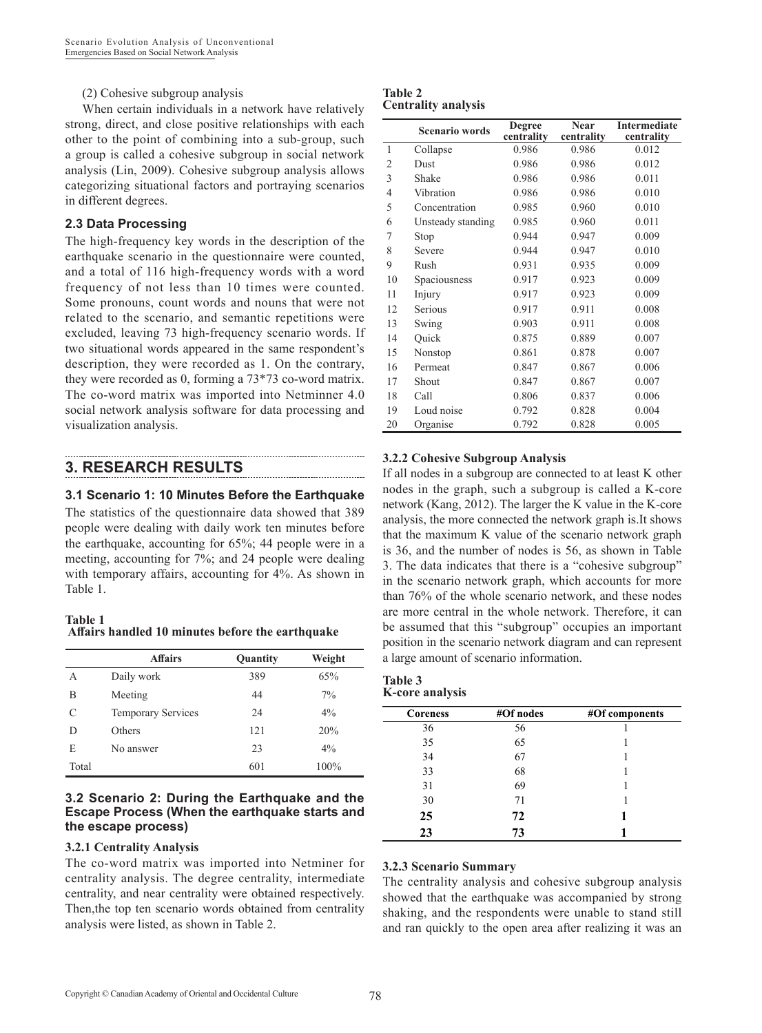(2) Cohesive subgroup analysis

When certain individuals in a network have relatively strong, direct, and close positive relationships with each other to the point of combining into a sub-group, such a group is called a cohesive subgroup in social network analysis (Lin, 2009). Cohesive subgroup analysis allows categorizing situational factors and portraying scenarios in different degrees.

### 2.3 Data Processing

The high-frequency key words in the description of the earthquake scenario in the questionnaire were counted, and a total of 116 high-frequency words with a word frequency of not less than 10 times were counted. Some pronouns, count words and nouns that were not related to the scenario, and semantic repetitions were excluded, leaving 73 high-frequency scenario words. If two situational words appeared in the same respondent's description, they were recorded as 1. On the contrary, they were recorded as 0, forming a 73*73 co-word matrix. The co-word matrix was imported into Netminner 4.0 social network analysis software for data processing and visualization analysis.

## 3. RESEARCH RESULTS

### 3.1 Scenario 1: 10 Minutes Before the Earthquake

The statistics of the questionnaire data showed that 389 people were dealing with daily work ten minutes before the earthquake, accounting for 65%; 44 people were in a meeting, accounting for 7%; and 24 people were dealing with temporary affairs, accounting for 4%. As shown in Table 1.

**Table 1**
**Affairs handled 10 minutes before the earthquake**

| | Affairs | Quantity | Weight |
|---|---|---|---|
| A | Daily work | 389 | 65% |
| B | Meeting | 44 | 7% |
| C | Temporary Services | 24 | 4% |
| D | Others | 121 | 20% |
| E | No answer | 23 | 4% |
| Total | | 601 | 100% |

### 3.2 Scenario 2: During the Earthquake and the Escape Process (When the earthquake starts and the escape process)

#### 3.2.1 Centrality Analysis

The co-word matrix was imported into Netminer for centrality analysis. The degree centrality, intermediate centrality, and near centrality were obtained respectively. Then,the top ten scenario words obtained from centrality analysis were listed, as shown in Table 2.

**Table 2**
**Centrality analysis**

| | Scenario words | Degree centrality | Near centrality | Intermediate centrality |
|---|---|---|---|---|
| 1 | Collapse | 0.986 | 0.986 | 0.012 |
| 2 | Dust | 0.986 | 0.986 | 0.012 |
| 3 | Shake | 0.986 | 0.986 | 0.011 |
| 4 | Vibration | 0.986 | 0.986 | 0.010 |
| 5 | Concentration | 0.985 | 0.960 | 0.010 |
| 6 | Unsteady standing | 0.985 | 0.960 | 0.011 |
| 7 | Stop | 0.944 | 0.947 | 0.009 |
| 8 | Severe | 0.944 | 0.947 | 0.010 |
| 9 | Rush | 0.931 | 0.935 | 0.009 |
| 10 | Spaciousness | 0.917 | 0.923 | 0.009 |
| 11 | Injury | 0.917 | 0.923 | 0.009 |
| 12 | Serious | 0.917 | 0.911 | 0.008 |
| 13 | Swing | 0.903 | 0.911 | 0.008 |
| 14 | Quick | 0.875 | 0.889 | 0.007 |
| 15 | Nonstop | 0.861 | 0.878 | 0.007 |
| 16 | Permeat | 0.847 | 0.867 | 0.006 |
| 17 | Shout | 0.847 | 0.867 | 0.007 |
| 18 | Call | 0.806 | 0.837 | 0.006 |
| 19 | Loud noise | 0.792 | 0.828 | 0.004 |
| 20 | Organise | 0.792 | 0.828 | 0.005 |

#### 3.2.2 Cohesive Subgroup Analysis

If all nodes in a subgroup are connected to at least K other nodes in the graph, such a subgroup is called a K-core network (Kang, 2012). The larger the K value in the K-core analysis, the more connected the network graph is.It shows that the maximum K value of the scenario network graph is 36, and the number of nodes is 56, as shown in Table 3. The data indicates that there is a "cohesive subgroup" in the scenario network graph, which accounts for more than 76% of the whole scenario network, and these nodes are more central in the whole network. Therefore, it can be assumed that this "subgroup" occupies an important position in the scenario network diagram and can represent a large amount of scenario information.

**Table 3**
**K-core analysis**

| Coreness | #Of nodes | #Of components |
|---|---|---|
| 36 | 56 | 1 |
| 35 | 65 | 1 |
| 34 | 67 | 1 |
| 33 | 68 | 1 |
| 31 | 69 | 1 |
| 30 | 71 | 1 |
| **25** | **72** | **1** |
| **23** | **73** | **1** |

#### 3.2.3 Scenario Summary

The centrality analysis and cohesive subgroup analysis showed that the earthquake was accompanied by strong shaking, and the respondents were unable to stand still and ran quickly to the open area after realizing it was an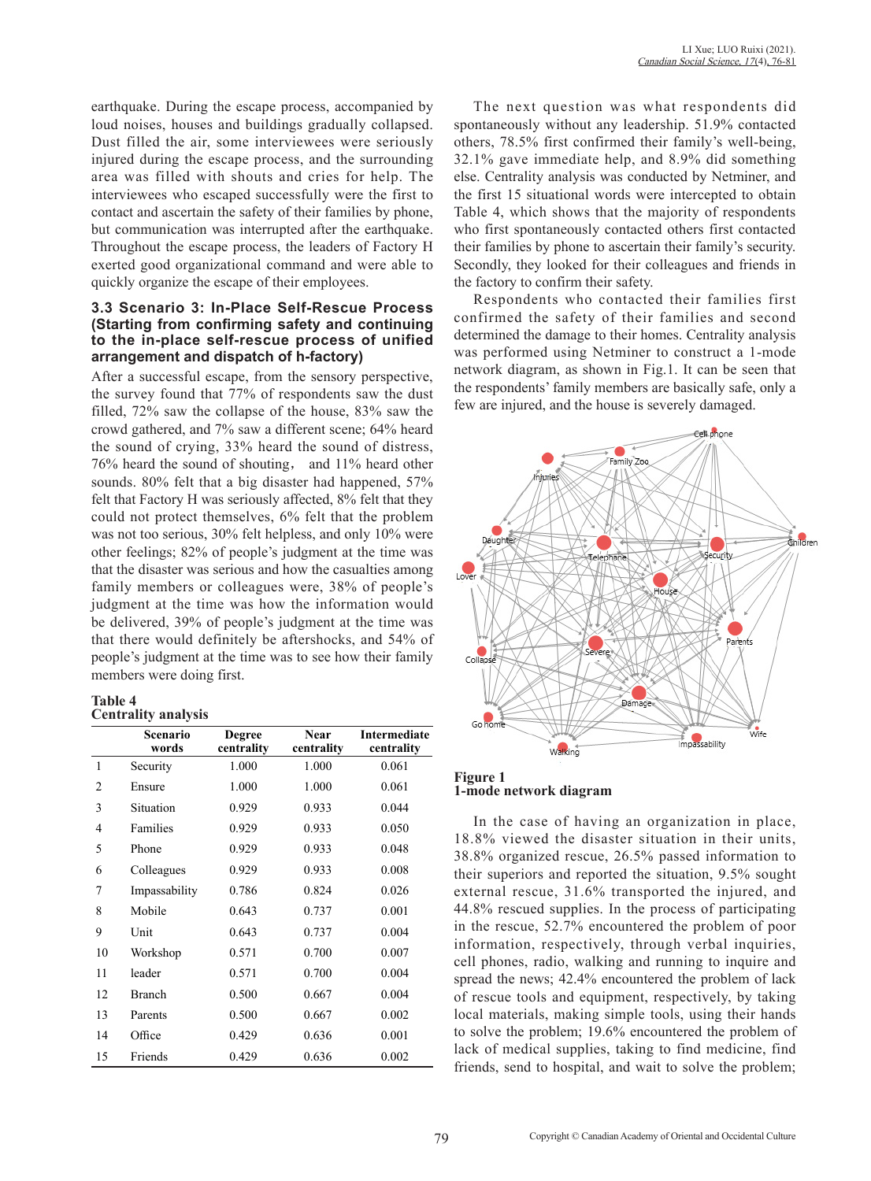earthquake. During the escape process, accompanied by loud noises, houses and buildings gradually collapsed. Dust filled the air, some interviewees were seriously injured during the escape process, and the surrounding area was filled with shouts and cries for help. The interviewees who escaped successfully were the first to contact and ascertain the safety of their families by phone, but communication was interrupted after the earthquake. Throughout the escape process, the leaders of Factory H exerted good organizational command and were able to quickly organize the escape of their employees.

### 3.3 Scenario 3: In-Place Self-Rescue Process (Starting from confirming safety and continuing to the in-place self-rescue process of unified arrangement and dispatch of h-factory)

After a successful escape, from the sensory perspective, the survey found that 77% of respondents saw the dust filled, 72% saw the collapse of the house, 83% saw the crowd gathered, and 7% saw a different scene; 64% heard the sound of crying, 33% heard the sound of distress, 76% heard the sound of shouting， and 11% heard other sounds. 80% felt that a big disaster had happened, 57% felt that Factory H was seriously affected, 8% felt that they could not protect themselves, 6% felt that the problem was not too serious, 30% felt helpless, and only 10% were other feelings; 82% of people's judgment at the time was that the disaster was serious and how the casualties among family members or colleagues were, 38% of people's judgment at the time was how the information would be delivered, 39% of people's judgment at the time was that there would definitely be aftershocks, and 54% of people's judgment at the time was to see how their family members were doing first.

**Table 4**
**Centrality analysis**

| | Scenario words | Degree centrality | Near centrality | Intermediate centrality |
|---|---|---|---|---|
| 1 | Security | 1.000 | 1.000 | 0.061 |
| 2 | Ensure | 1.000 | 1.000 | 0.061 |
| 3 | Situation | 0.929 | 0.933 | 0.044 |
| 4 | Families | 0.929 | 0.933 | 0.050 |
| 5 | Phone | 0.929 | 0.933 | 0.048 |
| 6 | Colleagues | 0.929 | 0.933 | 0.008 |
| 7 | Impassability | 0.786 | 0.824 | 0.026 |
| 8 | Mobile | 0.643 | 0.737 | 0.001 |
| 9 | Unit | 0.643 | 0.737 | 0.004 |
| 10 | Workshop | 0.571 | 0.700 | 0.007 |
| 11 | leader | 0.571 | 0.700 | 0.004 |
| 12 | Branch | 0.500 | 0.667 | 0.004 |
| 13 | Parents | 0.500 | 0.667 | 0.002 |
| 14 | Office | 0.429 | 0.636 | 0.001 |
| 15 | Friends | 0.429 | 0.636 | 0.002 |

The next question was what respondents did spontaneously without any leadership. 51.9% contacted others, 78.5% first confirmed their family's well-being, 32.1% gave immediate help, and 8.9% did something else. Centrality analysis was conducted by Netminer, and the first 15 situational words were intercepted to obtain Table 4, which shows that the majority of respondents who first spontaneously contacted others first contacted their families by phone to ascertain their family's security. Secondly, they looked for their colleagues and friends in the factory to confirm their safety.

Respondents who contacted their families first confirmed the safety of their families and second determined the damage to their homes. Centrality analysis was performed using Netminer to construct a 1-mode network diagram, as shown in Fig.1. It can be seen that the respondents' family members are basically safe, only a few are injured, and the house is severely damaged.

**Figure 1**
**1-mode network diagram**

In the case of having an organization in place, 18.8% viewed the disaster situation in their units, 38.8% organized rescue, 26.5% passed information to their superiors and reported the situation, 9.5% sought external rescue, 31.6% transported the injured, and 44.8% rescued supplies. In the process of participating in the rescue, 52.7% encountered the problem of poor information, respectively, through verbal inquiries, cell phones, radio, walking and running to inquire and spread the news; 42.4% encountered the problem of lack of rescue tools and equipment, respectively, by taking local materials, making simple tools, using their hands to solve the problem; 19.6% encountered the problem of lack of medical supplies, taking to find medicine, find friends, send to hospital, and wait to solve the problem;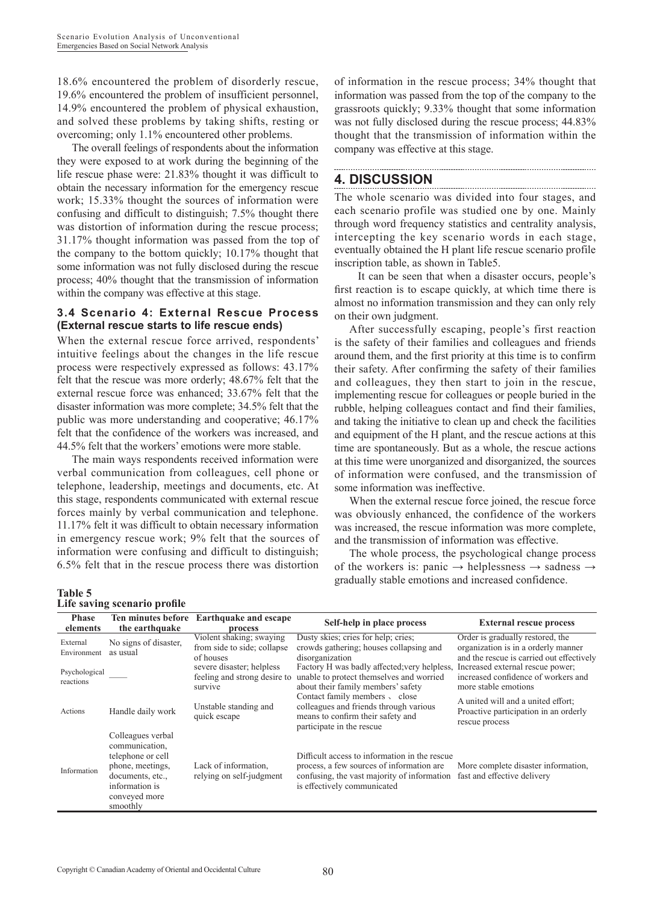18.6% encountered the problem of disorderly rescue, 19.6% encountered the problem of insufficient personnel, 14.9% encountered the problem of physical exhaustion, and solved these problems by taking shifts, resting or overcoming; only 1.1% encountered other problems.

The overall feelings of respondents about the information they were exposed to at work during the beginning of the life rescue phase were: 21.83% thought it was difficult to obtain the necessary information for the emergency rescue work; 15.33% thought the sources of information were confusing and difficult to distinguish; 7.5% thought there was distortion of information during the rescue process; 31.17% thought information was passed from the top of the company to the bottom quickly; 10.17% thought that some information was not fully disclosed during the rescue process; 40% thought that the transmission of information within the company was effective at this stage.

### 3.4 Scenario 4: External Rescue Process (External rescue starts to life rescue ends)

When the external rescue force arrived, respondents' intuitive feelings about the changes in the life rescue process were respectively expressed as follows: 43.17% felt that the rescue was more orderly; 48.67% felt that the external rescue force was enhanced; 33.67% felt that the disaster information was more complete; 34.5% felt that the public was more understanding and cooperative; 46.17% felt that the confidence of the workers was increased, and 44.5% felt that the workers' emotions were more stable.

The main ways respondents received information were verbal communication from colleagues, cell phone or telephone, leadership, meetings and documents, etc. At this stage, respondents communicated with external rescue forces mainly by verbal communication and telephone. 11.17% felt it was difficult to obtain necessary information in emergency rescue work; 9% felt that the sources of information were confusing and difficult to distinguish; 6.5% felt that in the rescue process there was distortion of information in the rescue process; 34% thought that information was passed from the top of the company to the grassroots quickly; 9.33% thought that some information was not fully disclosed during the rescue process; 44.83% thought that the transmission of information within the company was effective at this stage.

## 4. DISCUSSION

The whole scenario was divided into four stages, and each scenario profile was studied one by one. Mainly through word frequency statistics and centrality analysis, intercepting the key scenario words in each stage, eventually obtained the H plant life rescue scenario profile inscription table, as shown in Table5.

It can be seen that when a disaster occurs, people's first reaction is to escape quickly, at which time there is almost no information transmission and they can only rely on their own judgment.

After successfully escaping, people's first reaction is the safety of their families and colleagues and friends around them, and the first priority at this time is to confirm their safety. After confirming the safety of their families and colleagues, they then start to join in the rescue, implementing rescue for colleagues or people buried in the rubble, helping colleagues contact and find their families, and taking the initiative to clean up and check the facilities and equipment of the H plant, and the rescue actions at this time are spontaneously. But as a whole, the rescue actions at this time were unorganized and disorganized, the sources of information were confused, and the transmission of some information was ineffective.

When the external rescue force joined, the rescue force was obviously enhanced, the confidence of the workers was increased, the rescue information was more complete, and the transmission of information was effective.

The whole process, the psychological change process of the workers is: panic → helplessness → sadness → gradually stable emotions and increased confidence.

**Table 5**
**Life saving scenario profile**

| Phase elements | Ten minutes before the earthquake | Earthquake and escape process | Self-help in place process | External rescue process |
|---|---|---|---|---|
| External Environment | No signs of disaster, as usual | Violent shaking; swaying from side to side; collapse of houses | Dusty skies; cries for help; cries; crowds gathering; houses collapsing and disorganization | Order is gradually restored, the organization is in a orderly manner and the rescue is carried out effectively |
| Psychological reactions | ____ | severe disaster; helpless feeling and strong desire to survive | Factory H was badly affected;very helpless, unable to protect themselves and worried about their family members' safety | Increased external rescue power; increased confidence of workers and more stable emotions |
| Actions | Handle daily work | Unstable standing and quick escape | Contact family members 、 close colleagues and friends through various means to confirm their safety and participate in the rescue | A united will and a united effort; Proactive participation in an orderly rescue process |
| Information | Colleagues verbal communication, telephone or cell phone, meetings, documents, etc., information is conveyed more smoothly | Lack of information, relying on self-judgment | Difficult access to information in the rescue process, a few sources of information are confusing, the vast majority of information is effectively communicated | More complete disaster information, fast and effective delivery |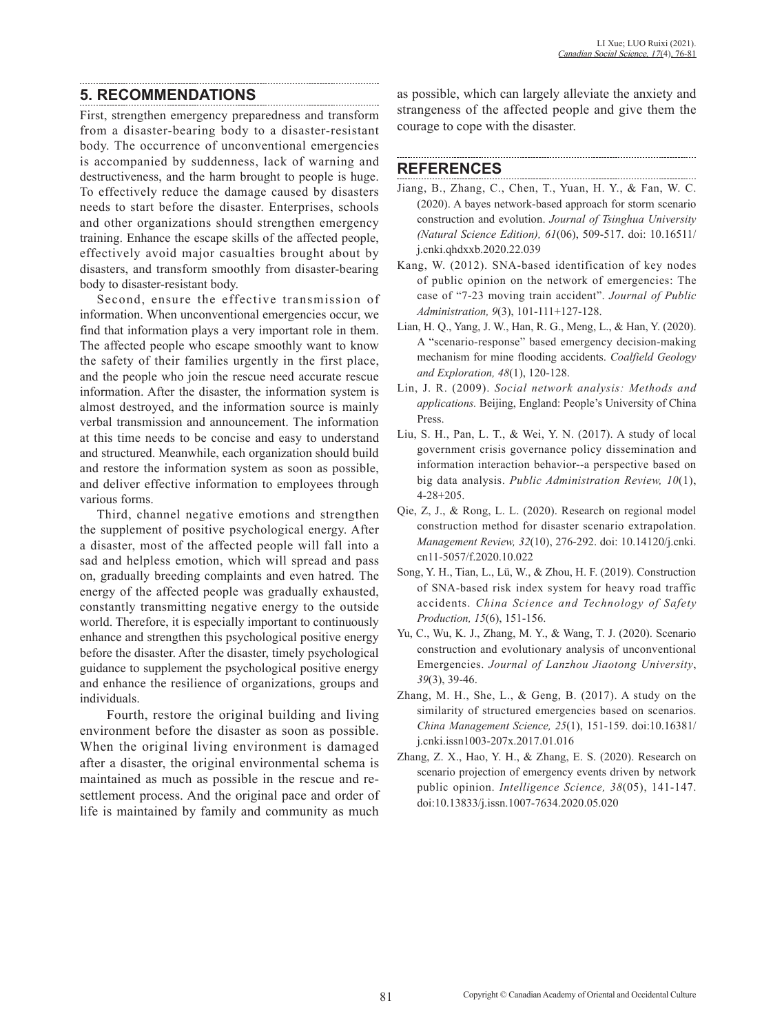## 5. RECOMMENDATIONS

First, strengthen emergency preparedness and transform from a disaster-bearing body to a disaster-resistant body. The occurrence of unconventional emergencies is accompanied by suddenness, lack of warning and destructiveness, and the harm brought to people is huge. To effectively reduce the damage caused by disasters needs to start before the disaster. Enterprises, schools and other organizations should strengthen emergency training. Enhance the escape skills of the affected people, effectively avoid major casualties brought about by disasters, and transform smoothly from disaster-bearing body to disaster-resistant body.

Second, ensure the effective transmission of information. When unconventional emergencies occur, we find that information plays a very important role in them. The affected people who escape smoothly want to know the safety of their families urgently in the first place, and the people who join the rescue need accurate rescue information. After the disaster, the information system is almost destroyed, and the information source is mainly verbal transmission and announcement. The information at this time needs to be concise and easy to understand and structured. Meanwhile, each organization should build and restore the information system as soon as possible, and deliver effective information to employees through various forms.

Third, channel negative emotions and strengthen the supplement of positive psychological energy. After a disaster, most of the affected people will fall into a sad and helpless emotion, which will spread and pass on, gradually breeding complaints and even hatred. The energy of the affected people was gradually exhausted, constantly transmitting negative energy to the outside world. Therefore, it is especially important to continuously enhance and strengthen this psychological positive energy before the disaster. After the disaster, timely psychological guidance to supplement the psychological positive energy and enhance the resilience of organizations, groups and individuals.

Fourth, restore the original building and living environment before the disaster as soon as possible. When the original living environment is damaged after a disaster, the original environmental schema is maintained as much as possible in the rescue and re-settlement process. And the original pace and order of life is maintained by family and community as much as possible, which can largely alleviate the anxiety and strangeness of the affected people and give them the courage to cope with the disaster.

## REFERENCES

Jiang, B., Zhang, C., Chen, T., Yuan, H. Y., & Fan, W. C. (2020). A bayes network-based approach for storm scenario construction and evolution. *Journal of Tsinghua University (Natural Science Edition), 61*(06), 509-517. doi: 10.16511/j.cnki.qhdxxb.2020.22.039

Kang, W. (2012). SNA-based identification of key nodes of public opinion on the network of emergencies: The case of "7-23 moving train accident". *Journal of Public Administration, 9*(3), 101-111+127-128.

Lian, H. Q., Yang, J. W., Han, R. G., Meng, L., & Han, Y. (2020). A "scenario-response" based emergency decision-making mechanism for mine flooding accidents. *Coalfield Geology and Exploration, 48*(1), 120-128.

Lin, J. R. (2009). *Social network analysis: Methods and applications.* Beijing, England: People's University of China Press.

Liu, S. H., Pan, L. T., & Wei, Y. N. (2017). A study of local government crisis governance policy dissemination and information interaction behavior--a perspective based on big data analysis. *Public Administration Review, 10*(1), 4-28+205.

Qie, Z, J., & Rong, L. L. (2020). Research on regional model construction method for disaster scenario extrapolation. *Management Review, 32*(10), 276-292. doi: 10.14120/j.cnki.cn11-5057/f.2020.10.022

Song, Y. H., Tian, L., Lü, W., & Zhou, H. F. (2019). Construction of SNA-based risk index system for heavy road traffic accidents. *China Science and Technology of Safety Production, 15*(6), 151-156.

Yu, C., Wu, K. J., Zhang, M. Y., & Wang, T. J. (2020). Scenario construction and evolutionary analysis of unconventional Emergencies. *Journal of Lanzhou Jiaotong University*, *39*(3), 39-46.

Zhang, M. H., She, L., & Geng, B. (2017). A study on the similarity of structured emergencies based on scenarios. *China Management Science, 25*(1), 151-159. doi:10.16381/j.cnki.issn1003-207x.2017.01.016

Zhang, Z. X., Hao, Y. H., & Zhang, E. S. (2020). Research on scenario projection of emergency events driven by network public opinion. *Intelligence Science, 38*(05), 141-147. doi:10.13833/j.issn.1007-7634.2020.05.020